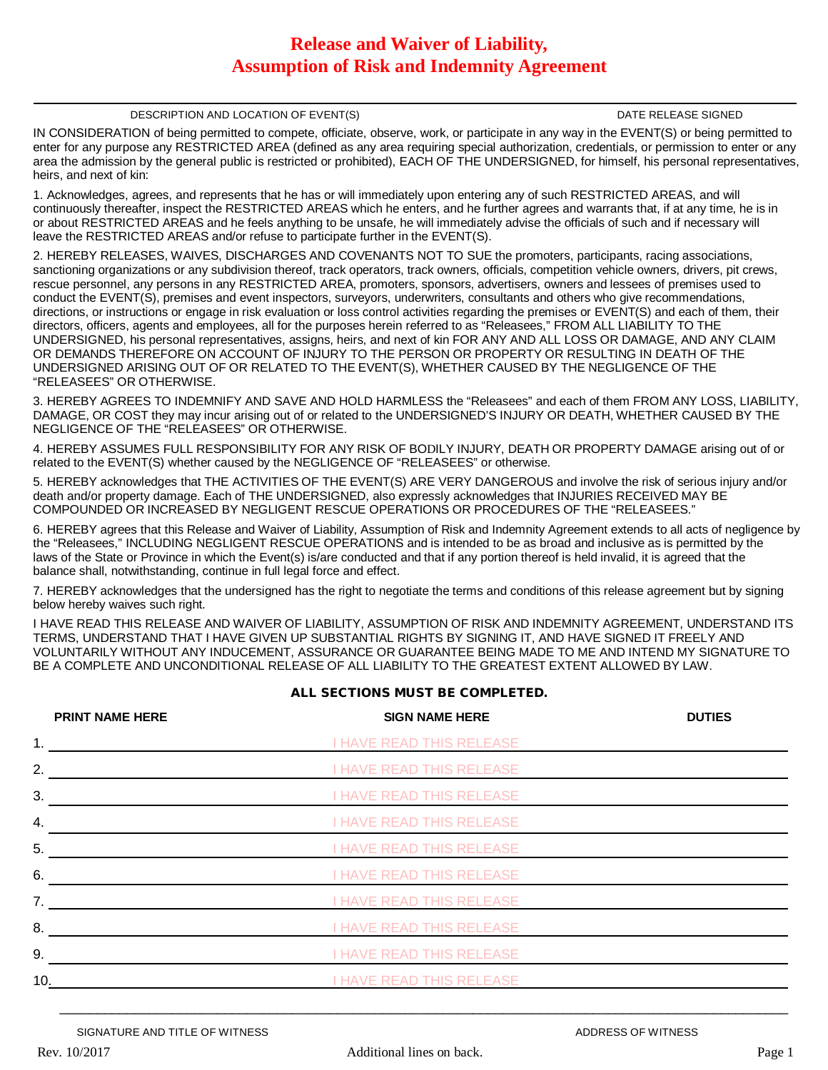# Release and Waiver of Liability, Assumption of Risk and Indemnity Agreement

| DESCRIPTION AND LOCATION OF EVENT(S) | DATE RELEASE SIGNED |
|---|---|
| | |

IN CONSIDERATION of being permitted to compete, officiate, observe, work, or participate in any way in the EVENT(S) or being permitted to enter for any purpose any RESTRICTED AREA (defined as any area requiring special authorization, credentials, or permission to enter or any area the admission by the general public is restricted or prohibited), EACH OF THE UNDERSIGNED, for himself, his personal representatives, heirs, and next of kin:

1. Acknowledges, agrees, and represents that he has or will immediately upon entering any of such RESTRICTED AREAS, and will continuously thereafter, inspect the RESTRICTED AREAS which he enters, and he further agrees and warrants that, if at any time, he is in or about RESTRICTED AREAS and he feels anything to be unsafe, he will immediately advise the officials of such and if necessary will leave the RESTRICTED AREAS and/or refuse to participate further in the EVENT(S).

2. HEREBY RELEASES, WAIVES, DISCHARGES AND COVENANTS NOT TO SUE the promoters, participants, racing associations, sanctioning organizations or any subdivision thereof, track operators, track owners, officials, competition vehicle owners, drivers, pit crews, rescue personnel, any persons in any RESTRICTED AREA, promoters, sponsors, advertisers, owners and lessees of premises used to conduct the EVENT(S), premises and event inspectors, surveyors, underwriters, consultants and others who give recommendations, directions, or instructions or engage in risk evaluation or loss control activities regarding the premises or EVENT(S) and each of them, their directors, officers, agents and employees, all for the purposes herein referred to as "Releasees," FROM ALL LIABILITY TO THE UNDERSIGNED, his personal representatives, assigns, heirs, and next of kin FOR ANY AND ALL LOSS OR DAMAGE, AND ANY CLAIM OR DEMANDS THEREFORE ON ACCOUNT OF INJURY TO THE PERSON OR PROPERTY OR RESULTING IN DEATH OF THE UNDERSIGNED ARISING OUT OF OR RELATED TO THE EVENT(S), WHETHER CAUSED BY THE NEGLIGENCE OF THE "RELEASEES" OR OTHERWISE.

3. HEREBY AGREES TO INDEMNIFY AND SAVE AND HOLD HARMLESS the "Releasees" and each of them FROM ANY LOSS, LIABILITY, DAMAGE, OR COST they may incur arising out of or related to the UNDERSIGNED'S INJURY OR DEATH, WHETHER CAUSED BY THE NEGLIGENCE OF THE "RELEASEES" OR OTHERWISE.

4. HEREBY ASSUMES FULL RESPONSIBILITY FOR ANY RISK OF BODILY INJURY, DEATH OR PROPERTY DAMAGE arising out of or related to the EVENT(S) whether caused by the NEGLIGENCE OF "RELEASEES" or otherwise.

5. HEREBY acknowledges that THE ACTIVITIES OF THE EVENT(S) ARE VERY DANGEROUS and involve the risk of serious injury and/or death and/or property damage. Each of THE UNDERSIGNED, also expressly acknowledges that INJURIES RECEIVED MAY BE COMPOUNDED OR INCREASED BY NEGLIGENT RESCUE OPERATIONS OR PROCEDURES OF THE "RELEASEES."

6. HEREBY agrees that this Release and Waiver of Liability, Assumption of Risk and Indemnity Agreement extends to all acts of negligence by the "Releasees," INCLUDING NEGLIGENT RESCUE OPERATIONS and is intended to be as broad and inclusive as is permitted by the laws of the State or Province in which the Event(s) is/are conducted and that if any portion thereof is held invalid, it is agreed that the balance shall, notwithstanding, continue in full legal force and effect.

7. HEREBY acknowledges that the undersigned has the right to negotiate the terms and conditions of this release agreement but by signing below hereby waives such right.

I HAVE READ THIS RELEASE AND WAIVER OF LIABILITY, ASSUMPTION OF RISK AND INDEMNITY AGREEMENT, UNDERSTAND ITS TERMS, UNDERSTAND THAT I HAVE GIVEN UP SUBSTANTIAL RIGHTS BY SIGNING IT, AND HAVE SIGNED IT FREELY AND VOLUNTARILY WITHOUT ANY INDUCEMENT, ASSURANCE OR GUARANTEE BEING MADE TO ME AND INTEND MY SIGNATURE TO BE A COMPLETE AND UNCONDITIONAL RELEASE OF ALL LIABILITY TO THE GREATEST EXTENT ALLOWED BY LAW.

**ALL SECTIONS MUST BE COMPLETED.**

| | PRINT NAME HERE | SIGN NAME HERE | DUTIES |
|---|---|---|---|
| 1. | | I HAVE READ THIS RELEASE | |
| 2. | | I HAVE READ THIS RELEASE | |
| 3. | | I HAVE READ THIS RELEASE | |
| 4. | | I HAVE READ THIS RELEASE | |
| 5. | | I HAVE READ THIS RELEASE | |
| 6. | | I HAVE READ THIS RELEASE | |
| 7. | | I HAVE READ THIS RELEASE | |
| 8. | | I HAVE READ THIS RELEASE | |
| 9. | | I HAVE READ THIS RELEASE | |
| 10. | | I HAVE READ THIS RELEASE | |

| SIGNATURE AND TITLE OF WITNESS | ADDRESS OF WITNESS |
|---|---|
| | |

Rev. 10/2017

Additional lines on back.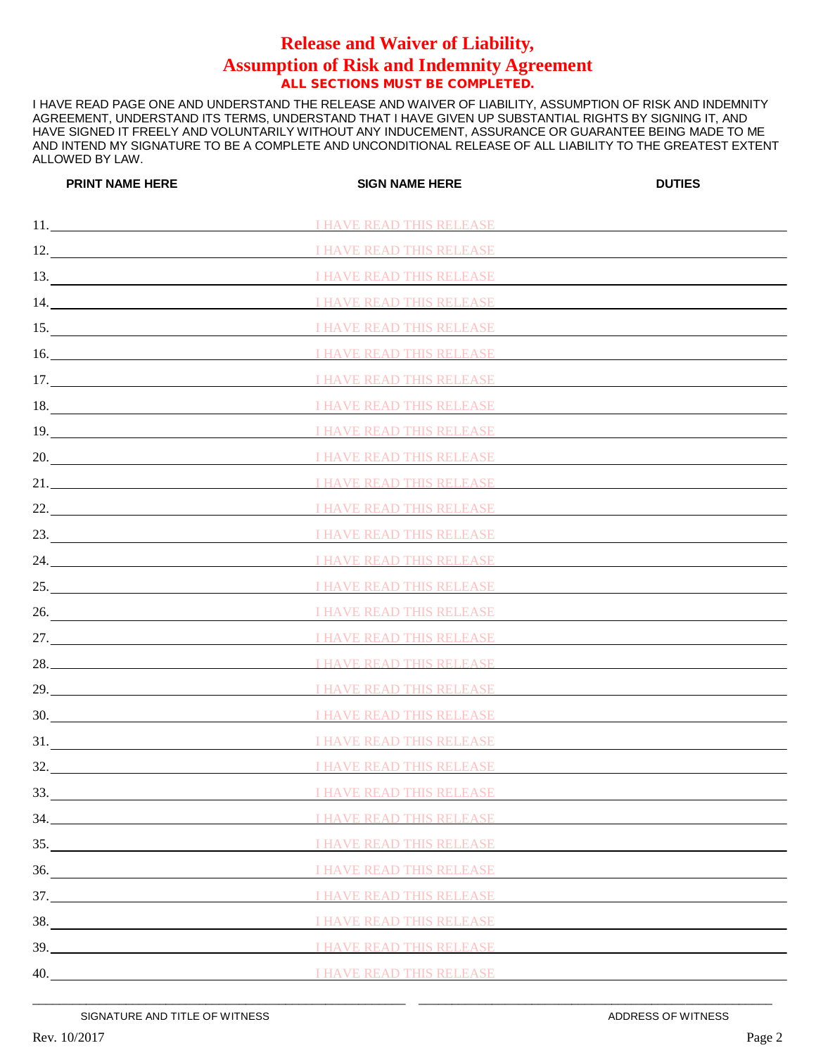# Release and Waiver of Liability, Assumption of Risk and Indemnity Agreement

**ALL SECTIONS MUST BE COMPLETED.**

I HAVE READ PAGE ONE AND UNDERSTAND THE RELEASE AND WAIVER OF LIABILITY, ASSUMPTION OF RISK AND INDEMNITY AGREEMENT, UNDERSTAND ITS TERMS, UNDERSTAND THAT I HAVE GIVEN UP SUBSTANTIAL RIGHTS BY SIGNING IT, AND HAVE SIGNED IT FREELY AND VOLUNTARILY WITHOUT ANY INDUCEMENT, ASSURANCE OR GUARANTEE BEING MADE TO ME AND INTEND MY SIGNATURE TO BE A COMPLETE AND UNCONDITIONAL RELEASE OF ALL LIABILITY TO THE GREATEST EXTENT ALLOWED BY LAW.

| PRINT NAME HERE | SIGN NAME HERE | DUTIES |
|---|---|---|
| 11. | I HAVE READ THIS RELEASE | |
| 12. | I HAVE READ THIS RELEASE | |
| 13. | I HAVE READ THIS RELEASE | |
| 14. | I HAVE READ THIS RELEASE | |
| 15. | I HAVE READ THIS RELEASE | |
| 16. | I HAVE READ THIS RELEASE | |
| 17. | I HAVE READ THIS RELEASE | |
| 18. | I HAVE READ THIS RELEASE | |
| 19. | I HAVE READ THIS RELEASE | |
| 20. | I HAVE READ THIS RELEASE | |
| 21. | I HAVE READ THIS RELEASE | |
| 22. | I HAVE READ THIS RELEASE | |
| 23. | I HAVE READ THIS RELEASE | |
| 24. | I HAVE READ THIS RELEASE | |
| 25. | I HAVE READ THIS RELEASE | |
| 26. | I HAVE READ THIS RELEASE | |
| 27. | I HAVE READ THIS RELEASE | |
| 28. | I HAVE READ THIS RELEASE | |
| 29. | I HAVE READ THIS RELEASE | |
| 30. | I HAVE READ THIS RELEASE | |
| 31. | I HAVE READ THIS RELEASE | |
| 32. | I HAVE READ THIS RELEASE | |
| 33. | I HAVE READ THIS RELEASE | |
| 34. | I HAVE READ THIS RELEASE | |
| 35. | I HAVE READ THIS RELEASE | |
| 36. | I HAVE READ THIS RELEASE | |
| 37. | I HAVE READ THIS RELEASE | |
| 38. | I HAVE READ THIS RELEASE | |
| 39. | I HAVE READ THIS RELEASE | |
| 40. | I HAVE READ THIS RELEASE | |

_______________________________________ _______________________________________

SIGNATURE AND TITLE OF WITNESS ADDRESS OF WITNESS

Rev. 10/2017